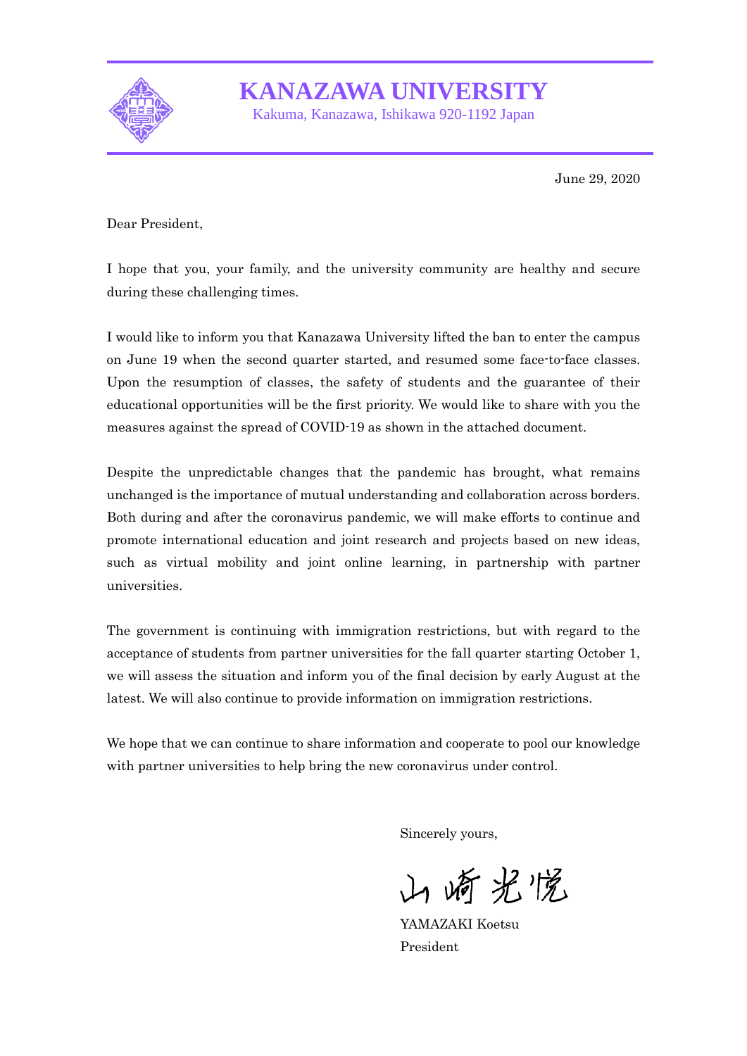# KANAZAWA UNIVERSITY

Kakuma, Kanazawa, Ishikawa 920-1192 Japan

June 29, 2020

Dear President,

I hope that you, your family, and the university community are healthy and secure during these challenging times.

I would like to inform you that Kanazawa University lifted the ban to enter the campus on June 19 when the second quarter started, and resumed some face-to-face classes. Upon the resumption of classes, the safety of students and the guarantee of their educational opportunities will be the first priority. We would like to share with you the measures against the spread of COVID-19 as shown in the attached document.

Despite the unpredictable changes that the pandemic has brought, what remains unchanged is the importance of mutual understanding and collaboration across borders. Both during and after the coronavirus pandemic, we will make efforts to continue and promote international education and joint research and projects based on new ideas, such as virtual mobility and joint online learning, in partnership with partner universities.

The government is continuing with immigration restrictions, but with regard to the acceptance of students from partner universities for the fall quarter starting October 1, we will assess the situation and inform you of the final decision by early August at the latest. We will also continue to provide information on immigration restrictions.

We hope that we can continue to share information and cooperate to pool our knowledge with partner universities to help bring the new coronavirus under control.

Sincerely yours,

山崎光悦

YAMAZAKI Koetsu
President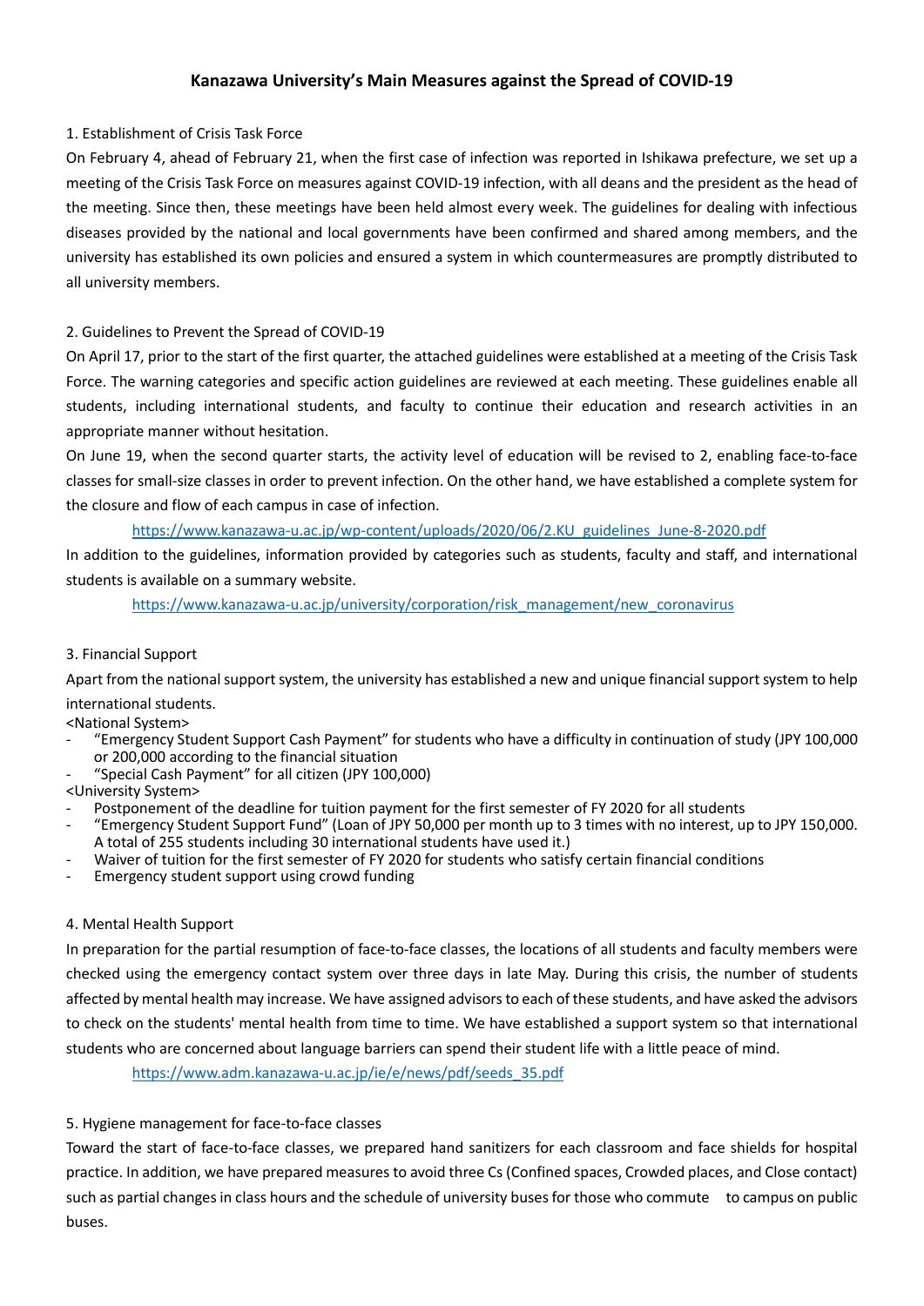# Kanazawa University's Main Measures against the Spread of COVID-19

## 1. Establishment of Crisis Task Force

On February 4, ahead of February 21, when the first case of infection was reported in Ishikawa prefecture, we set up a meeting of the Crisis Task Force on measures against COVID-19 infection, with all deans and the president as the head of the meeting. Since then, these meetings have been held almost every week. The guidelines for dealing with infectious diseases provided by the national and local governments have been confirmed and shared among members, and the university has established its own policies and ensured a system in which countermeasures are promptly distributed to all university members.

## 2. Guidelines to Prevent the Spread of COVID-19

On April 17, prior to the start of the first quarter, the attached guidelines were established at a meeting of the Crisis Task Force. The warning categories and specific action guidelines are reviewed at each meeting. These guidelines enable all students, including international students, and faculty to continue their education and research activities in an appropriate manner without hesitation.

On June 19, when the second quarter starts, the activity level of education will be revised to 2, enabling face-to-face classes for small-size classes in order to prevent infection. On the other hand, we have established a complete system for the closure and flow of each campus in case of infection.

https://www.kanazawa-u.ac.jp/wp-content/uploads/2020/06/2.KU_guidelines_June-8-2020.pdf

In addition to the guidelines, information provided by categories such as students, faculty and staff, and international students is available on a summary website.

https://www.kanazawa-u.ac.jp/university/corporation/risk_management/new_coronavirus

## 3. Financial Support

Apart from the national support system, the university has established a new and unique financial support system to help international students.

<National System>

- "Emergency Student Support Cash Payment" for students who have a difficulty in continuation of study (JPY 100,000 or 200,000 according to the financial situation
- "Special Cash Payment" for all citizen (JPY 100,000)

<University System>

- Postponement of the deadline for tuition payment for the first semester of FY 2020 for all students
- "Emergency Student Support Fund" (Loan of JPY 50,000 per month up to 3 times with no interest, up to JPY 150,000. A total of 255 students including 30 international students have used it.)
- Waiver of tuition for the first semester of FY 2020 for students who satisfy certain financial conditions
- Emergency student support using crowd funding

## 4. Mental Health Support

In preparation for the partial resumption of face-to-face classes, the locations of all students and faculty members were checked using the emergency contact system over three days in late May. During this crisis, the number of students affected by mental health may increase. We have assigned advisors to each of these students, and have asked the advisors to check on the students' mental health from time to time. We have established a support system so that international students who are concerned about language barriers can spend their student life with a little peace of mind.

https://www.adm.kanazawa-u.ac.jp/ie/e/news/pdf/seeds_35.pdf

## 5. Hygiene management for face-to-face classes

Toward the start of face-to-face classes, we prepared hand sanitizers for each classroom and face shields for hospital practice. In addition, we have prepared measures to avoid three Cs (Confined spaces, Crowded places, and Close contact) such as partial changes in class hours and the schedule of university buses for those who commute to campus on public buses.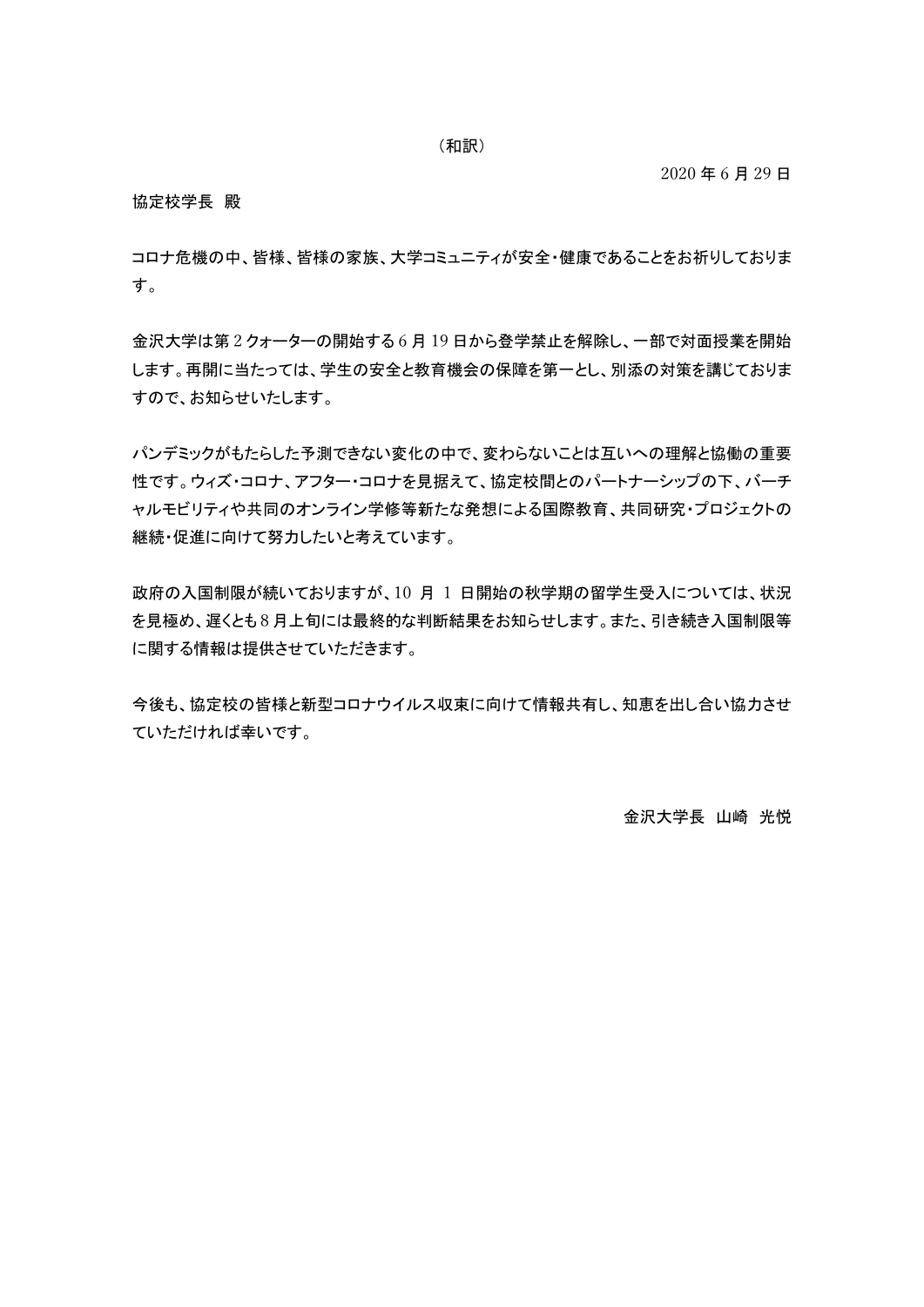（和訳）

2020 年 6 月 29 日

協定校学長 殿

コロナ危機の中、皆様、皆様の家族、大学コミュニティが安全・健康であることをお祈りしております。

金沢大学は第 2 クォーターの開始する 6 月 19 日から登学禁止を解除し、一部で対面授業を開始します。再開に当たっては、学生の安全と教育機会の保障を第一とし、別添の対策を講じておりますので、お知らせいたします。

パンデミックがもたらした予測できない変化の中で、変わらないことは互いへの理解と協働の重要性です。ウィズ・コロナ、アフター・コロナを見据えて、協定校間とのパートナーシップの下、バーチャルモビリティや共同のオンライン学修等新たな発想による国際教育、共同研究・プロジェクトの継続・促進に向けて努力したいと考えています。

政府の入国制限が続いておりますが、10 月 1 日開始の秋学期の留学生受入については、状況を見極め、遅くとも 8 月上旬には最終的な判断結果をお知らせします。また、引き続き入国制限等に関する情報は提供させていただきます。

今後も、協定校の皆様と新型コロナウイルス収束に向けて情報共有し、知恵を出し合い協力させていただければ幸いです。

金沢大学長 山崎 光悦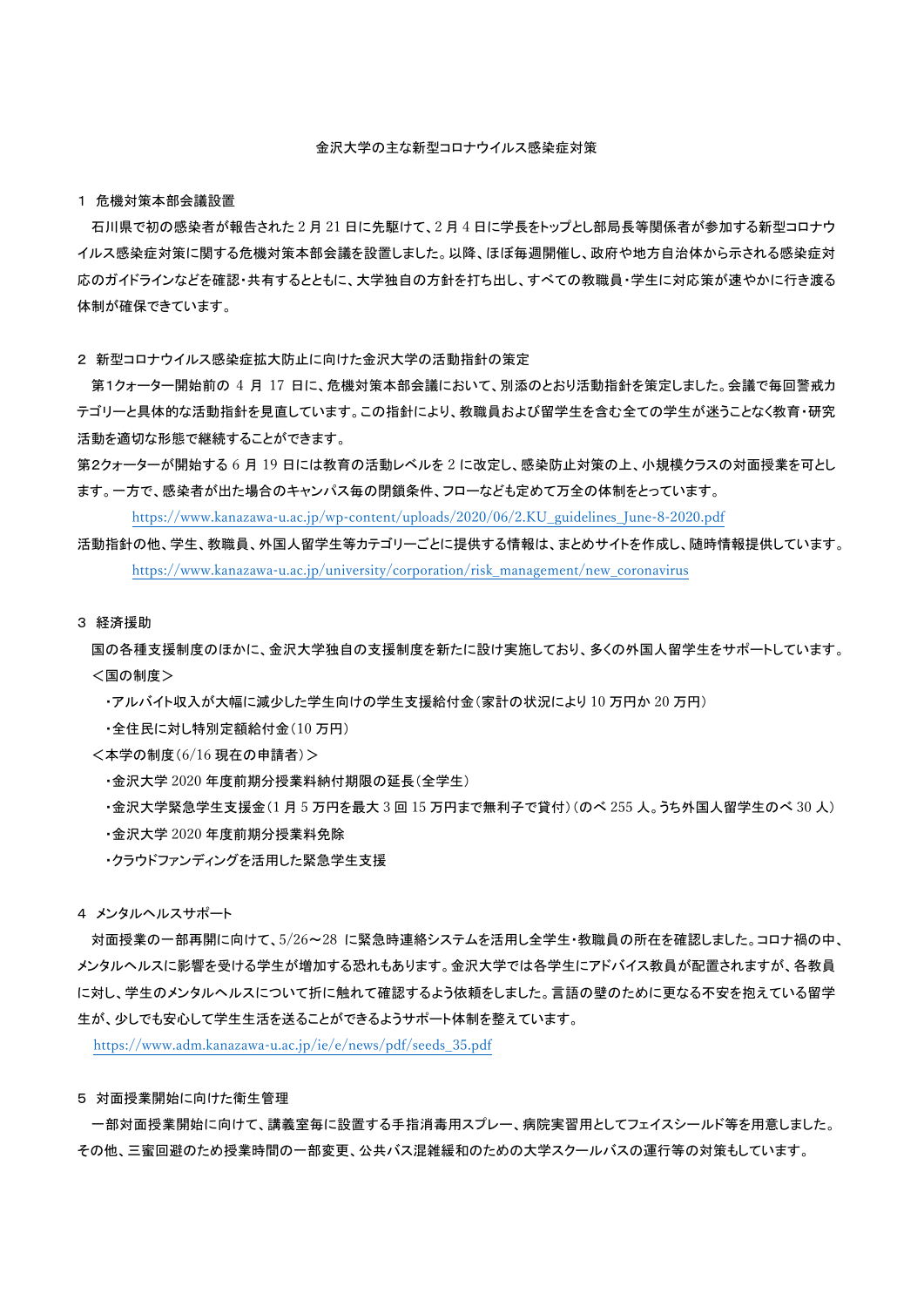# 金沢大学の主な新型コロナウイルス感染症対策

## 1 危機対策本部会議設置

石川県で初の感染者が報告された 2 月 21 日に先駆けて、2 月 4 日に学長をトップとし部局長等関係者が参加する新型コロナウイルス感染症対策に関する危機対策本部会議を設置しました。以降、ほぼ毎週開催し、政府や地方自治体から示される感染症対応のガイドラインなどを確認・共有するとともに、大学独自の方針を打ち出し、すべての教職員・学生に対応策が速やかに行き渡る体制が確保できています。

## 2 新型コロナウイルス感染症拡大防止に向けた金沢大学の活動指針の策定

第1クォーター開始前の 4 月 17 日に、危機対策本部会議において、別添のとおり活動指針を策定しました。会議で毎回警戒カテゴリーと具体的な活動指針を見直しています。この指針により、教職員および留学生を含む全ての学生が迷うことなく教育・研究活動を適切な形態で継続することができます。

第2クォーターが開始する 6 月 19 日には教育の活動レベルを 2 に改定し、感染防止対策の上、小規模クラスの対面授業を可とします。一方で、感染者が出た場合のキャンパス毎の閉鎖条件、フローなども定めて万全の体制をとっています。

https://www.kanazawa-u.ac.jp/wp-content/uploads/2020/06/2.KU_guidelines_June-8-2020.pdf

活動指針の他、学生、教職員、外国人留学生等カテゴリーごとに提供する情報は、まとめサイトを作成し、随時情報提供しています。

https://www.kanazawa-u.ac.jp/university/corporation/risk_management/new_coronavirus

## 3 経済援助

国の各種支援制度のほかに、金沢大学独自の支援制度を新たに設け実施しており、多くの外国人留学生をサポートしています。

＜国の制度＞

- ・アルバイト収入が大幅に減少した学生向けの学生支援給付金（家計の状況により 10 万円か 20 万円）
- ・全住民に対し特別定額給付金（10 万円）

＜本学の制度（6/16 現在の申請者）＞

- ・金沢大学 2020 年度前期分授業料納付期限の延長（全学生）
- ・金沢大学緊急学生支援金（1 月 5 万円を最大 3 回 15 万円まで無利子で貸付）（のべ 255 人。うち外国人留学生のべ 30 人）
- ・金沢大学 2020 年度前期分授業料免除
- ・クラウドファンディングを活用した緊急学生支援

## 4 メンタルヘルスサポート

対面授業の一部再開に向けて、5/26～28 に緊急時連絡システムを活用し全学生・教職員の所在を確認しました。コロナ禍の中、メンタルヘルスに影響を受ける学生が増加する恐れもあります。金沢大学では各学生にアドバイス教員が配置されますが、各教員に対し、学生のメンタルヘルスについて折に触れて確認するよう依頼をしました。言語の壁のために更なる不安を抱えている留学生が、少しでも安心して学生生活を送ることができるようサポート体制を整えています。

https://www.adm.kanazawa-u.ac.jp/ie/e/news/pdf/seeds_35.pdf

## 5 対面授業開始に向けた衛生管理

一部対面授業開始に向けて、講義室毎に設置する手指消毒用スプレー、病院実習用としてフェイスシールド等を用意しました。その他、三密回避のため授業時間の一部変更、公共バス混雑緩和のための大学スクールバスの運行等の対策もしています。